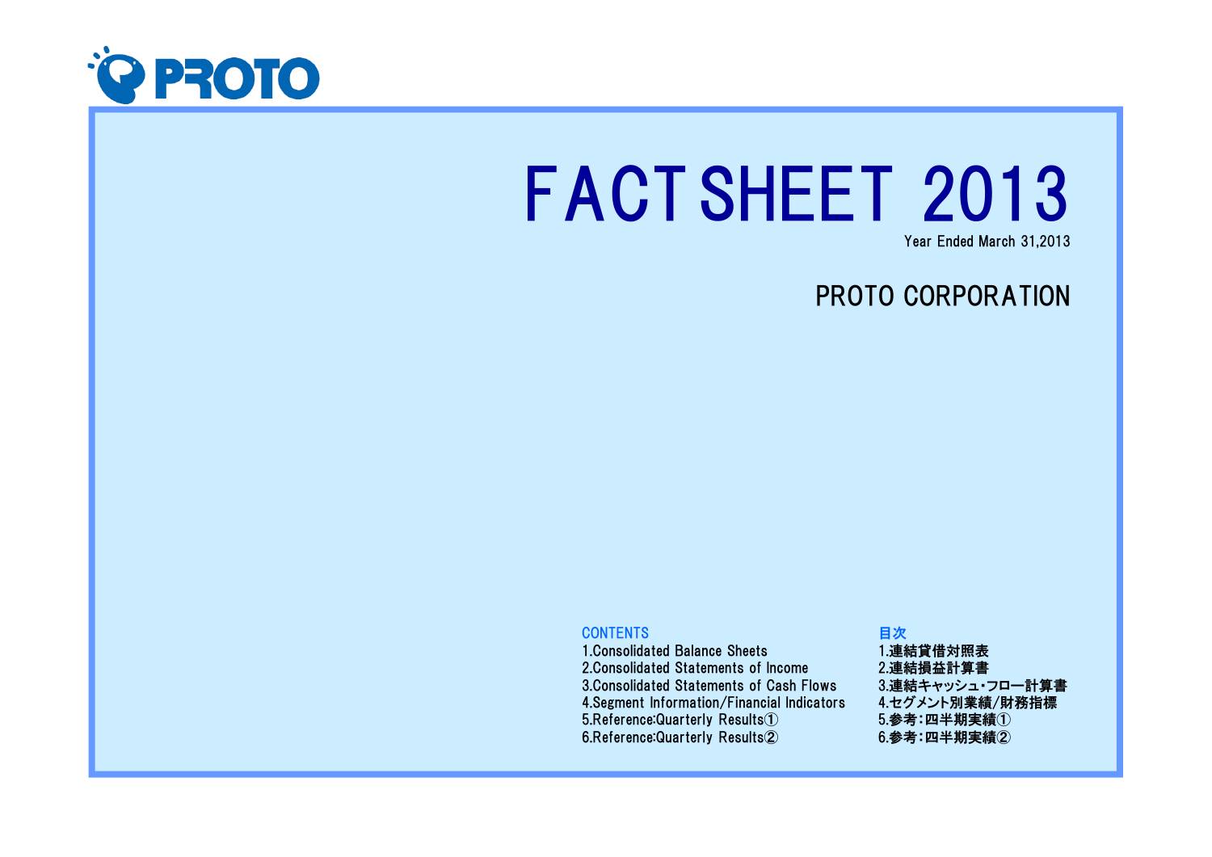PROTO

# FACT SHEET 2013

Year Ended March 31,2013

## PROTO CORPORATION

**CONTENTS**

1.Consolidated Balance Sheets
2.Consolidated Statements of Income
3.Consolidated Statements of Cash Flows
4.Segment Information/Financial Indicators
5.Reference:Quarterly Results①
6.Reference:Quarterly Results②

**目次**

1.連結貸借対照表
2.連結損益計算書
3.連結キャッシュ・フロー計算書
4.セグメント別業績/財務指標
5.参考：四半期実績①
6.参考：四半期実績②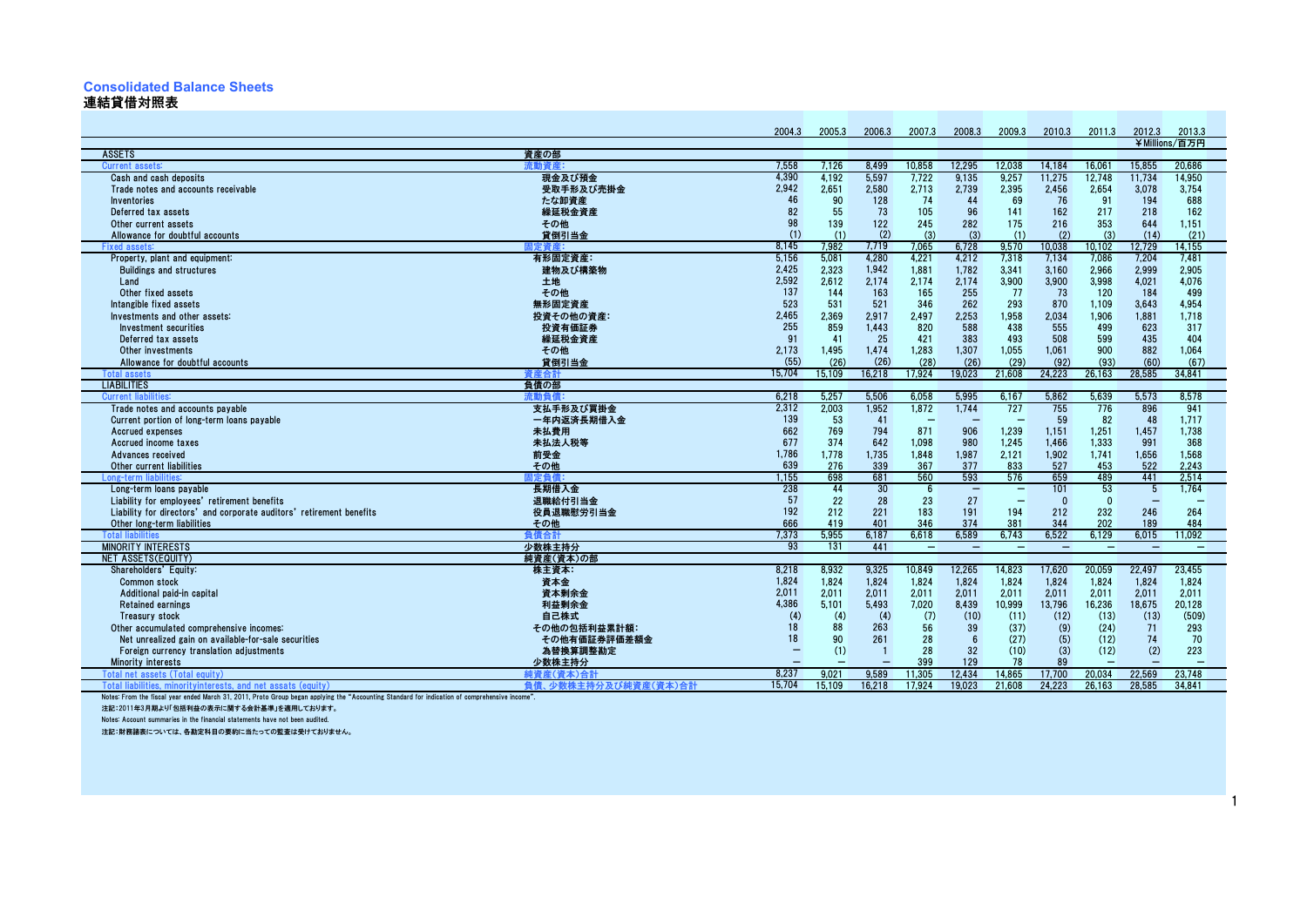# Consolidated Balance Sheets
## 連結貸借対照表

| | | 2004.3 | 2005.3 | 2006.3 | 2007.3 | 2008.3 | 2009.3 | 2010.3 | 2011.3 | 2012.3 | 2013.3 |
|---|---|---|---|---|---|---|---|---|---|---|---|
| | | | | | | | | | | ¥Millions/百万円 | |
| ASSETS | 資産の部 | | | | | | | | | | |
| Current assets: | 流動資産: | 7,558 | 7,126 | 8,499 | 10,858 | 12,295 | 12,038 | 14,184 | 16,061 | 15,855 | 20,686 |
| Cash and cash deposits | 現金及び預金 | 4,390 | 4,192 | 5,597 | 7,722 | 9,135 | 9,257 | 11,275 | 12,748 | 11,734 | 14,950 |
| Trade notes and accounts receivable | 受取手形及び売掛金 | 2,942 | 2,651 | 2,580 | 2,713 | 2,739 | 2,395 | 2,456 | 2,654 | 3,078 | 3,754 |
| Inventories | たな卸資産 | 46 | 90 | 128 | 74 | 44 | 69 | 76 | 91 | 194 | 688 |
| Deferred tax assets | 繰延税金資産 | 82 | 55 | 73 | 105 | 96 | 141 | 162 | 217 | 218 | 162 |
| Other current assets | その他 | 98 | 139 | 122 | 245 | 282 | 175 | 216 | 353 | 644 | 1,151 |
| Allowance for doubtful accounts | 貸倒引当金 | (1) | (1) | (2) | (3) | (3) | (1) | (2) | (3) | (14) | (21) |
| Fixed assets: | 固定資産: | 8,145 | 7,982 | 7,719 | 7,065 | 6,728 | 9,570 | 10,038 | 10,102 | 12,729 | 14,155 |
| Property, plant and equipment: | 有形固定資産: | 5,156 | 5,081 | 4,280 | 4,221 | 4,212 | 7,318 | 7,134 | 7,086 | 7,204 | 7,481 |
| Buildings and structures | 建物及び構築物 | 2,425 | 2,323 | 1,942 | 1,881 | 1,782 | 3,341 | 3,160 | 2,966 | 2,999 | 2,905 |
| Land | 土地 | 2,592 | 2,612 | 2,174 | 2,174 | 2,174 | 3,900 | 3,900 | 3,998 | 4,021 | 4,076 |
| Other fixed assets | その他 | 137 | 144 | 163 | 165 | 255 | 77 | 73 | 120 | 184 | 499 |
| Intangible fixed assets | 無形固定資産 | 523 | 531 | 521 | 346 | 262 | 293 | 870 | 1,109 | 3,643 | 4,954 |
| Investments and other assets: | 投資その他の資産: | 2,465 | 2,369 | 2,917 | 2,497 | 2,253 | 1,958 | 2,034 | 1,906 | 1,881 | 1,718 |
| Investment securities | 投資有価証券 | 255 | 859 | 1,443 | 820 | 588 | 438 | 555 | 499 | 623 | 317 |
| Deferred tax assets | 繰延税金資産 | 91 | 41 | 25 | 421 | 383 | 493 | 508 | 599 | 435 | 404 |
| Other investments | その他 | 2,173 | 1,495 | 1,474 | 1,283 | 1,307 | 1,055 | 1,061 | 900 | 882 | 1,064 |
| Allowance for doubtful accounts | 貸倒引当金 | (55) | (26) | (26) | (28) | (26) | (29) | (92) | (93) | (60) | (67) |
| Total assets | 資産合計 | 15,704 | 15,109 | 16,218 | 17,924 | 19,023 | 21,608 | 24,223 | 26,163 | 28,585 | 34,841 |
| LIABILITIES | 負債の部 | | | | | | | | | | |
| Current liabilities: | 流動負債: | 6,218 | 5,257 | 5,506 | 6,058 | 5,995 | 6,167 | 5,862 | 5,639 | 5,573 | 8,578 |
| Trade notes and accounts payable | 支払手形及び買掛金 | 2,312 | 2,003 | 1,952 | 1,872 | 1,744 | 727 | 755 | 776 | 896 | 941 |
| Current portion of long-term loans payable | 一年内返済長期借入金 | 139 | 53 | 41 | – | – | – | 59 | 82 | 48 | 1,717 |
| Accrued expenses | 未払費用 | 662 | 769 | 794 | 871 | 906 | 1,239 | 1,151 | 1,251 | 1,457 | 1,738 |
| Accrued income taxes | 未払法人税等 | 677 | 374 | 642 | 1,098 | 980 | 1,245 | 1,466 | 1,333 | 991 | 368 |
| Advances received | 前受金 | 1,786 | 1,778 | 1,735 | 1,848 | 1,987 | 2,121 | 1,902 | 1,741 | 1,656 | 1,568 |
| Other current liabilities | その他 | 639 | 276 | 339 | 367 | 377 | 833 | 527 | 453 | 522 | 2,243 |
| Long-term liabilities: | 固定負債: | 1,155 | 698 | 681 | 560 | 593 | 576 | 659 | 489 | 441 | 2,514 |
| Long-term loans payable | 長期借入金 | 238 | 44 | 30 | 6 | – | – | 101 | 53 | 5 | 1,764 |
| Liability for employees' retirement benefits | 退職給付引当金 | 57 | 22 | 28 | 23 | 27 | – | 0 | 0 | – | – |
| Liability for directors' and corporate auditors' retirement benefits | 役員退職慰労引当金 | 192 | 212 | 221 | 183 | 191 | 194 | 212 | 232 | 246 | 264 |
| Other long-term liabilities | その他 | 666 | 419 | 401 | 346 | 374 | 381 | 344 | 202 | 189 | 484 |
| Total liabilities | 負債合計 | 7,373 | 5,955 | 6,187 | 6,618 | 6,589 | 6,743 | 6,522 | 6,129 | 6,015 | 11,092 |
| MINORITY INTERESTS | 少数株主持分 | 93 | 131 | 441 | – | – | – | – | – | – | – |
| NET ASSETS(EQUITY) | 純資産(資本)の部 | | | | | | | | | | |
| Shareholders' Equity: | 株主資本: | 8,218 | 8,932 | 9,325 | 10,849 | 12,265 | 14,823 | 17,620 | 20,059 | 22,497 | 23,455 |
| Common stock | 資本金 | 1,824 | 1,824 | 1,824 | 1,824 | 1,824 | 1,824 | 1,824 | 1,824 | 1,824 | 1,824 |
| Additional paid-in capital | 資本剰余金 | 2,011 | 2,011 | 2,011 | 2,011 | 2,011 | 2,011 | 2,011 | 2,011 | 2,011 | 2,011 |
| Retained earnings | 利益剰余金 | 4,386 | 5,101 | 5,493 | 7,020 | 8,439 | 10,999 | 13,796 | 16,236 | 18,675 | 20,128 |
| Treasury stock | 自己株式 | (4) | (4) | (4) | (7) | (10) | (11) | (12) | (13) | (13) | (509) |
| Other accumulated comprehensive incomes: | その他の包括利益累計額: | 18 | 88 | 263 | 56 | 39 | (37) | (9) | (24) | 71 | 293 |
| Net unrealized gain on available-for-sale securities | その他有価証券評価差額金 | 18 | 90 | 261 | 28 | 6 | (27) | (5) | (12) | 74 | 70 |
| Foreign currency translation adjustments | 為替換算調整勘定 | – | (1) | 1 | 28 | 32 | (10) | (3) | (12) | (2) | 223 |
| Minority interests | 少数株主持分 | – | – | – | 399 | 129 | 78 | 89 | – | – | – |
| Total net assets (Total equity) | 純資産(資本)合計 | 8,237 | 9,021 | 9,589 | 11,305 | 12,434 | 14,865 | 17,700 | 20,034 | 22,569 | 23,748 |
| Total liabilities, minorityinterests, and net assets (equity) | 負債、少数株主持分及び純資産(資本)合計 | 15,704 | 15,109 | 16,218 | 17,924 | 19,023 | 21,608 | 24,223 | 26,163 | 28,585 | 34,841 |

Notes: From the fiscal year ended March 31, 2011, Proto Group began applying the "Accounting Standard for indication of comprehensive income".

注記:2011年3月期より「包括利益の表示に関する会計基準」を適用しております。

Notes: Account summaries in the financial statements have not been audited.

注記:財務諸表については、各勘定科目の要約に当たっての監査は受けておりません。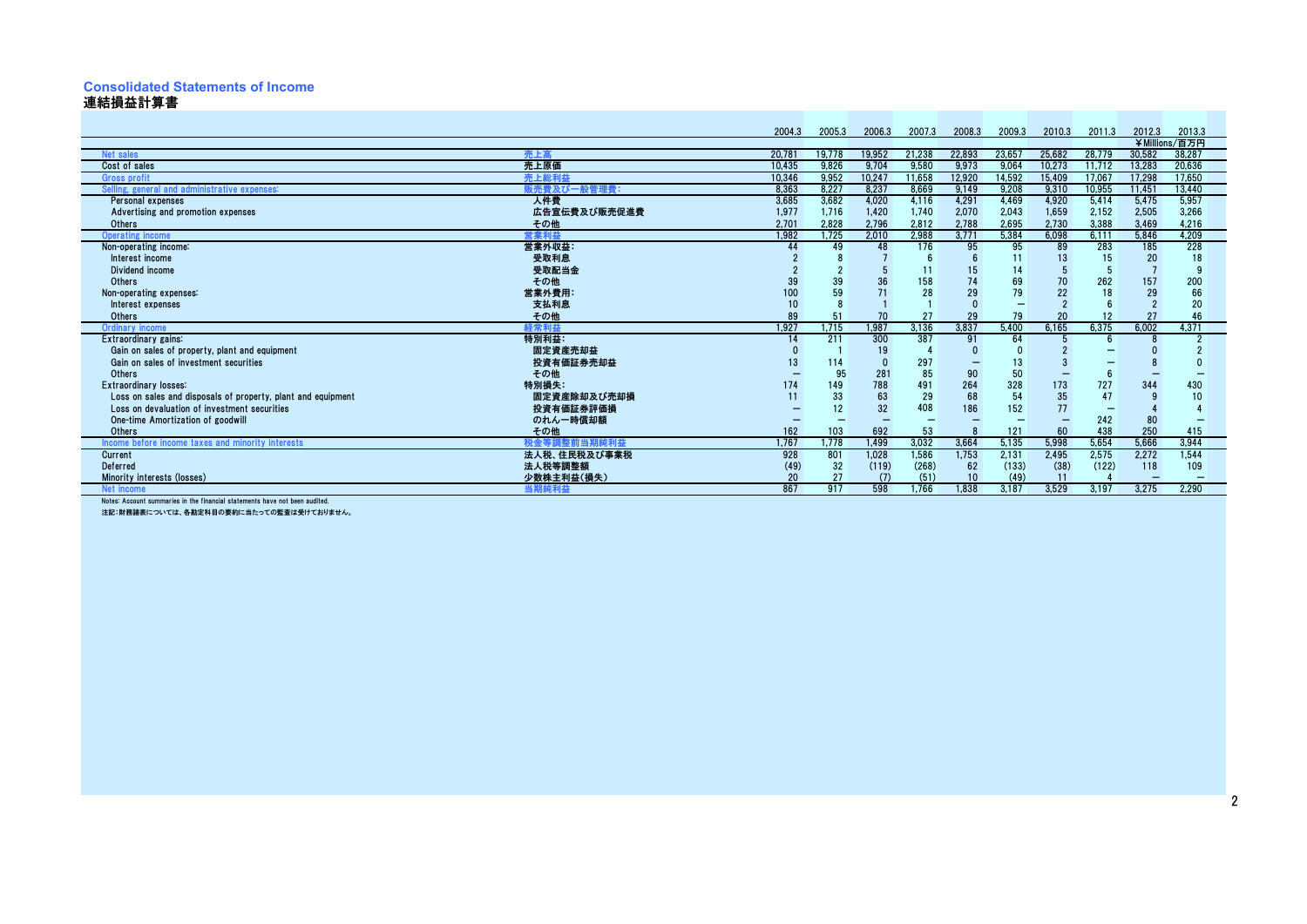## Consolidated Statements of Income
## 連結損益計算書

| | | 2004.3 | 2005.3 | 2006.3 | 2007.3 | 2008.3 | 2009.3 | 2010.3 | 2011.3 | 2012.3 | 2013.3 |
|---|---|---|---|---|---|---|---|---|---|---|---|
| | | | | | | | | | | | ￥Millions/百万円 |
| Net sales | 売上高 | 20,781 | 19,778 | 19,952 | 21,238 | 22,893 | 23,657 | 25,682 | 28,779 | 30,582 | 38,287 |
| Cost of sales | 売上原価 | 10,435 | 9,826 | 9,704 | 9,580 | 9,973 | 9,064 | 10,273 | 11,712 | 13,283 | 20,636 |
| Gross profit | 売上総利益 | 10,346 | 9,952 | 10,247 | 11,658 | 12,920 | 14,592 | 15,409 | 17,067 | 17,298 | 17,650 |
| Selling, general and administrative expenses: | 販売費及び一般管理費： | 8,363 | 8,227 | 8,237 | 8,669 | 9,149 | 9,208 | 9,310 | 10,955 | 11,451 | 13,440 |
| Personal expenses | 人件費 | 3,685 | 3,682 | 4,020 | 4,116 | 4,291 | 4,469 | 4,920 | 5,414 | 5,475 | 5,957 |
| Advertising and promotion expenses | 広告宣伝費及び販売促進費 | 1,977 | 1,716 | 1,420 | 1,740 | 2,070 | 2,043 | 1,659 | 2,152 | 2,505 | 3,266 |
| Others | その他 | 2,701 | 2,828 | 2,796 | 2,812 | 2,788 | 2,695 | 2,730 | 3,388 | 3,469 | 4,216 |
| Operating income | 営業利益 | 1,982 | 1,725 | 2,010 | 2,988 | 3,771 | 5,384 | 6,098 | 6,111 | 5,846 | 4,209 |
| Non-operating income: | 営業外収益： | 44 | 49 | 48 | 176 | 95 | 95 | 89 | 283 | 185 | 228 |
| Interest income | 受取利息 | 2 | 8 | 7 | 6 | 6 | 11 | 13 | 15 | 20 | 18 |
| Dividend income | 受取配当金 | 2 | 2 | 5 | 11 | 15 | 14 | 5 | 5 | 7 | 9 |
| Others | その他 | 39 | 39 | 36 | 158 | 74 | 69 | 70 | 262 | 157 | 200 |
| Non-operating expenses: | 営業外費用： | 100 | 59 | 71 | 28 | 29 | 79 | 22 | 18 | 29 | 66 |
| Interest expenses | 支払利息 | 10 | 8 | 1 | 1 | 0 | ― | 2 | 6 | 2 | 20 |
| Others | その他 | 89 | 51 | 70 | 27 | 29 | 79 | 20 | 12 | 27 | 46 |
| Ordinary income | 経常利益 | 1,927 | 1,715 | 1,987 | 3,136 | 3,837 | 5,400 | 6,165 | 6,375 | 6,002 | 4,371 |
| Extraordinary gains: | 特別利益： | 14 | 211 | 300 | 387 | 91 | 64 | 5 | 6 | 8 | 2 |
| Gain on sales of property, plant and equipment | 固定資産売却益 | 0 | 1 | 19 | 4 | 0 | 0 | 2 | ― | 0 | 2 |
| Gain on sales of investment securities | 投資有価証券売却益 | 13 | 114 | 0 | 297 | ― | 13 | 3 | ― | 8 | 0 |
| Others | その他 | ― | 95 | 281 | 85 | 90 | 50 | ― | 6 | ― | ― |
| Extraordinary losses: | 特別損失： | 174 | 149 | 788 | 491 | 264 | 328 | 173 | 727 | 344 | 430 |
| Loss on sales and disposals of property, plant and equipment | 固定資産除却及び売却損 | 11 | 33 | 63 | 29 | 68 | 54 | 35 | 47 | 9 | 10 |
| Loss on devaluation of investment securities | 投資有価証券評価損 | ― | 12 | 32 | 408 | 186 | 152 | 77 | ― | 4 | 4 |
| One-time Amortization of goodwill | のれん一時償却額 | ― | ― | ― | ― | ― | ― | ― | 242 | 80 | ― |
| Others | その他 | 162 | 103 | 692 | 53 | 8 | 121 | 60 | 438 | 250 | 415 |
| Income before income taxes and minority interests | 税金等調整前当期純利益 | 1,767 | 1,778 | 1,499 | 3,032 | 3,664 | 5,135 | 5,998 | 5,654 | 5,666 | 3,944 |
| Current | 法人税、住民税及び事業税 | 928 | 801 | 1,028 | 1,586 | 1,753 | 2,131 | 2,495 | 2,575 | 2,272 | 1,544 |
| Deferred | 法人税等調整額 | (49) | 32 | (119) | (268) | 62 | (133) | (38) | (122) | 118 | 109 |
| Minority interests (losses) | 少数株主利益(損失) | 20 | 27 | (7) | (51) | 10 | (49) | 11 | 4 | ― | ― |
| Net income | 当期純利益 | 867 | 917 | 598 | 1,766 | 1,838 | 3,187 | 3,529 | 3,197 | 3,275 | 2,290 |

Notes: Account summaries in the financial statements have not been audited.

注記：財務諸表については、各勘定科目の要約に当たっての監査は受けておりません。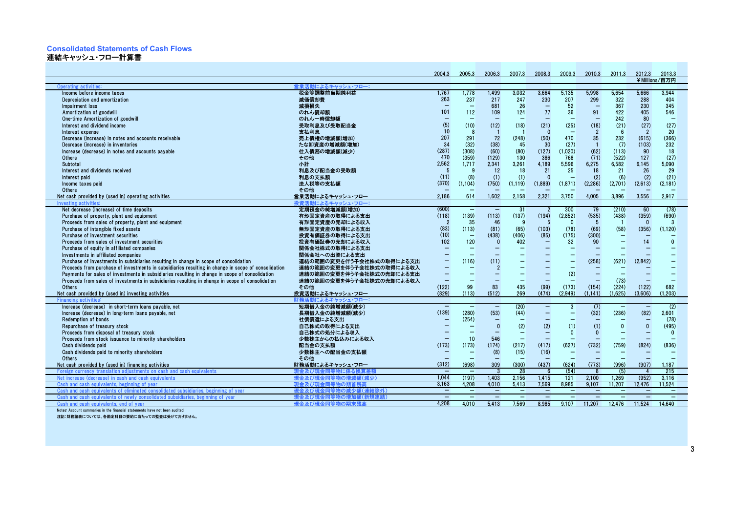# Consolidated Statements of Cash Flows

## 連結キャッシュ･フロー計算書

| | | 2004.3 | 2005.3 | 2006.3 | 2007.3 | 2008.3 | 2009.3 | 2010.3 | 2011.3 | 2012.3 | 2013.3 |
|---|---|---|---|---|---|---|---|---|---|---|---|
| | | | | | | | | | | ¥Millions/百万円 | |
| Operating activities: | 営業活動によるキャッシュ･フロー: | | | | | | | | | | |
| Income before income taxes | 税金等調整前当期純利益 | 1,767 | 1,778 | 1,499 | 3,032 | 3,664 | 5,135 | 5,998 | 5,654 | 5,666 | 3,944 |
| Depreciation and amortization | 減価償却費 | 263 | 237 | 217 | 247 | 230 | 207 | 299 | 322 | 288 | 404 |
| Impairment loss | 減損損失 | − | − | 681 | 26 | − | 52 | − | 367 | 230 | 345 |
| Amortization of goodwill | のれん償却額 | 101 | 112 | 109 | 124 | 77 | 36 | 91 | 422 | 405 | 546 |
| One-time Amortization of goodwill | のれん一時償却額 | − | − | − | − | − | − | − | 242 | 80 | − |
| Interest and dividend income | 受取利息及び受取配当金 | (5) | (10) | (12) | (18) | (21) | (25) | (18) | (21) | (27) | (27) |
| Interest expense | 支払利息 | 10 | 8 | 1 | 1 | 0 | − | 2 | 6 | 2 | 20 |
| Decrease (increase) in notes and accounts receivable | 売上債権の増減額(増加) | 207 | 291 | 72 | (248) | (50) | 470 | 35 | 232 | (615) | (366) |
| Decrease (increase) in inventories | たな卸資産の増減額(増加) | 34 | (32) | (38) | 45 | 30 | (27) | 1 | (7) | (103) | 232 |
| Increase (decrease) in notes and accounts payable | 仕入債務の増減額(減少) | (287) | (308) | (60) | (80) | (127) | (1,020) | (62) | (113) | 90 | 18 |
| Others | その他 | 470 | (359) | (129) | 130 | 386 | 768 | (71) | (522) | 127 | (27) |
| Subtotal | 小計 | 2,562 | 1,717 | 2,341 | 3,261 | 4,189 | 5,596 | 6,275 | 6,582 | 6,145 | 5,090 |
| Interest and dividends received | 利息及び配当金の受取額 | 5 | 9 | 12 | 18 | 21 | 25 | 18 | 21 | 26 | 29 |
| Interest paid | 利息の支払額 | (11) | (8) | (1) | (1) | 0 | − | (2) | (6) | (2) | (21) |
| Income taxes paid | 法人税等の支払額 | (370) | (1,104) | (750) | (1,119) | (1,889) | (1,871) | (2,286) | (2,701) | (2,613) | (2,181) |
| Others | その他 | − | − | − | − | − | − | − | − | − | − |
| Net cash provided by (used in) operating activities | 営業活動によるキャッシュ･フロー | 2,186 | 614 | 1,602 | 2,158 | 2,321 | 3,750 | 4,005 | 3,896 | 3,556 | 2,917 |
| Investing activities: | 投資活動によるキャッシュ･フロー: | | | | | | | | | | |
| Net decrease (increase) of time deposits | 定期預金の純増減額(増加) | (600) | − | − | 31 | 2 | 300 | 79 | (210) | 60 | (78) |
| Purchase of property, plant and equipment | 有形固定資産の取得による支出 | (118) | (139) | (113) | (137) | (194) | (2,852) | (535) | (438) | (359) | (690) |
| Proceeds from sales of property, plant and equipment | 有形固定資産の売却による収入 | 2 | 35 | 46 | 9 | 5 | 0 | 5 | 1 | 0 | 3 |
| Purchase of intangible fixed assets | 無形固定資産の取得による支出 | (83) | (113) | (81) | (65) | (103) | (78) | (69) | (58) | (356) | (1,120) |
| Purchase of investment securities | 投資有価証券の取得による支出 | (10) | − | (438) | (406) | (85) | (175) | (300) | − | − | − |
| Proceeds from sales of investment securities | 投資有価証券の売却による収入 | 102 | 120 | 0 | 402 | − | 32 | 90 | − | 14 | 0 |
| Purchase of equity in affiliated companies | 関係会社株式の取得による支出 | − | − | − | − | − | − | − | − | − | − |
| Investments in affiliated companies | 関係会社への出資による支出 | − | − | − | − | − | − | − | − | − | − |
| Purchase of investments in subsidiaries resulting in change in scope of consolidation | 連結の範囲の変更を伴う子会社株式の取得による支出 | − | (116) | (11) | − | − | − | (258) | (621) | (2,842) | − |
| Proceeds from purchase of investments in subsidiaries resulting in change in scope of consolidation | 連結の範囲の変更を伴う子会社株式の取得による収入 | − | − | 2 | − | − | − | − | − | − | − |
| Payments for sales of investments in subsidiaries resulting in change in scope of consolidation | 連結の範囲の変更を伴う子会社株式の売却による支出 | − | − | − | − | − | (2) | − | − | − | − |
| Proceeds from sales of investments in subsidiaries resulting in change in scope of consolidation | 連結の範囲の変更を伴う子会社株式の売却による収入 | − | − | − | − | − | − | − | (73) | − | − |
| Others | その他 | (122) | 99 | 83 | 435 | (99) | (173) | (154) | (224) | (122) | 682 |
| Net cash provided by (used in) investing activities | 投資活動によるキャッシュ･フロー | (829) | (113) | (512) | 269 | (474) | (2,949) | (1,141) | (1,625) | (3,606) | (1,203) |
| Financing activities: | 財務活動によるキャッシュ･フロー: | | | | | | | | | | |
| Increase (decrease) in short-term loans payable, net | 短期借入金の純増減額(減少) | − | − | − | (20) | − | 3 | (7) | − | − | (2) |
| Increase (decrease) in long-term loans payable, net | 長期借入金の純増減額(減少) | (139) | (280) | (53) | (44) | − | − | (32) | (236) | (82) | 2,601 |
| Redemption of bonds | 社債償還による支出 | − | (254) | − | − | − | − | − | − | − | (78) |
| Repurchase of treasury stock | 自己株式の取得による支出 | − | − | 0 | (2) | (2) | (1) | (1) | 0 | 0 | (495) |
| Proceeds from disposal of treasury stock | 自己株式の処分による収入 | − | − | − | − | − | 0 | 0 | − | − | 0 |
| Proceeds from stock issuance to minority shareholders | 少数株主からの払込みによる収入 | − | 10 | 546 | − | − | − | − | − | − | − |
| Cash dividends paid | 配当金の支払額 | (173) | (173) | (174) | (217) | (417) | (627) | (732) | (759) | (824) | (836) |
| Cash dividends paid to minority shareholders | 少数株主への配当金の支払額 | − | − | (8) | (15) | (16) | − | − | − | − | − |
| Others | その他 | − | − | − | − | − | − | − | − | − | − |
| Net cash provided by (used in) financing activities | 財務活動によるキャッシュ･フロー | (312) | (698) | 309 | (300) | (437) | (624) | (773) | (996) | (907) | 1,187 |
| Foreign currency translation adjustments on cash and cash equivalents | 現金及び現金同等物に係る換算差額 | − | − | 3 | 28 | 6 | (54) | 8 | (5) | 4 | 215 |
| Net increase (decrease) in cash and cash equivalents | 現金及び現金同等物の増減額(減少) | 1,044 | (197) | 1,403 | 2,156 | 1,415 | 121 | 2,100 | 1,269 | (952) | 3,116 |
| Cash and cash equivalents, beginning of year | 現金及び現金同等物の期首残高 | 3,163 | 4,208 | 4,010 | 5,413 | 7,569 | 8,985 | 9,107 | 11,207 | 12,476 | 11,524 |
| Cash and cash equivalents of eliminated consolidated subsidiaries, beginning of year | 現金及び現金同等物の減少額(連結除外) | − | − | − | − | − | − | − | − | − | − |
| Cash and cash equivalents of newly consolidated subsidiaries, beginning of year | 現金及び現金同等物の増加額(新規連結) | − | − | − | − | − | − | − | − | − | − |
| Cash and cash equivalents, end of year | 現金及び現金同等物の期末残高 | 4,208 | 4,010 | 5,413 | 7,569 | 8,985 | 9,107 | 11,207 | 12,476 | 11,524 | 14,640 |

Notes: Account summaries in the financial statements have not been audited.

注記:財務諸表については、各勘定科目の要約に当たっての監査は受けておりません。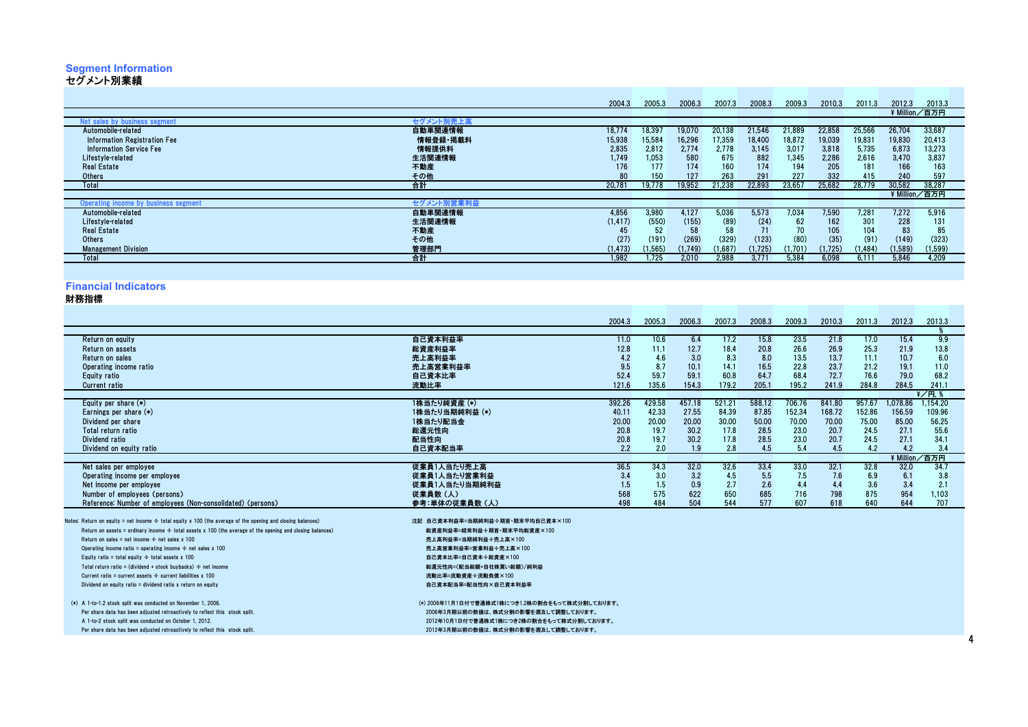## Segment Information
## セグメント別業績

| | | 2004.3 | 2005.3 | 2006.3 | 2007.3 | 2008.3 | 2009.3 | 2010.3 | 2011.3 | 2012.3 | 2013.3 |
|---|---|---|---|---|---|---|---|---|---|---|---|
| | | | | | | | | | | ¥ Million／百万円 | |
| Net sales by business segment | セグメント別売上高 | | | | | | | | | | |
| Automobile-related | 自動車関連情報 | 18,774 | 18,397 | 19,070 | 20,138 | 21,546 | 21,889 | 22,858 | 25,566 | 26,704 | 33,687 |
| Information Registration Fee | 情報登録・掲載料 | 15,938 | 15,584 | 16,296 | 17,359 | 18,400 | 18,872 | 19,039 | 19,831 | 19,830 | 20,413 |
| Information Service Fee | 情報提供料 | 2,835 | 2,812 | 2,774 | 2,778 | 3,145 | 3,017 | 3,818 | 5,735 | 6,873 | 13,273 |
| Lifestyle-related | 生活関連情報 | 1,749 | 1,053 | 580 | 675 | 882 | 1,345 | 2,286 | 2,616 | 3,470 | 3,837 |
| Real Estate | 不動産 | 176 | 177 | 174 | 160 | 174 | 194 | 205 | 181 | 166 | 163 |
| Others | その他 | 80 | 150 | 127 | 263 | 291 | 227 | 332 | 415 | 240 | 597 |
| Total | 合計 | 20,781 | 19,778 | 19,952 | 21,238 | 22,893 | 23,657 | 25,682 | 28,779 | 30,582 | 38,287 |
| | | | | | | | | | | ¥ Million／百万円 | |
| Operating income by business segment | セグメント別営業利益 | | | | | | | | | | |
| Automobile-related | 自動車関連情報 | 4,856 | 3,980 | 4,127 | 5,036 | 5,573 | 7,034 | 7,590 | 7,281 | 7,272 | 5,916 |
| Lifestyle-related | 生活関連情報 | (1,417) | (550) | (155) | (89) | (24) | 62 | 162 | 301 | 228 | 131 |
| Real Estate | 不動産 | 45 | 52 | 58 | 58 | 71 | 70 | 105 | 104 | 83 | 85 |
| Others | その他 | (27) | (191) | (269) | (329) | (123) | (80) | (35) | (91) | (149) | (323) |
| Management Division | 管理部門 | (1,473) | (1,565) | (1,749) | (1,687) | (1,725) | (1,701) | (1,725) | (1,484) | (1,589) | (1,599) |
| Total | 合計 | 1,982 | 1,725 | 2,010 | 2,988 | 3,771 | 5,384 | 6,098 | 6,111 | 5,846 | 4,209 |

## Financial Indicators
## 財務指標

| | | 2004.3 | 2005.3 | 2006.3 | 2007.3 | 2008.3 | 2009.3 | 2010.3 | 2011.3 | 2012.3 | 2013.3 |
|---|---|---|---|---|---|---|---|---|---|---|---|
| | | | | | | | | | | | % |
| Return on equity | 自己資本利益率 | 11.0 | 10.6 | 6.4 | 17.2 | 15.8 | 23.5 | 21.8 | 17.0 | 15.4 | 9.9 |
| Return on assets | 総資産利益率 | 12.8 | 11.1 | 12.7 | 18.4 | 20.8 | 26.6 | 26.9 | 25.3 | 21.9 | 13.8 |
| Return on sales | 売上高利益率 | 4.2 | 4.6 | 3.0 | 8.3 | 8.0 | 13.5 | 13.7 | 11.1 | 10.7 | 6.0 |
| Operating income ratio | 売上高営業利益率 | 9.5 | 8.7 | 10.1 | 14.1 | 16.5 | 22.8 | 23.7 | 21.2 | 19.1 | 11.0 |
| Equity ratio | 自己資本比率 | 52.4 | 59.7 | 59.1 | 60.8 | 64.7 | 68.4 | 72.7 | 76.6 | 79.0 | 68.2 |
| Current ratio | 流動比率 | 121.6 | 135.6 | 154.3 | 179.2 | 205.1 | 195.2 | 241.9 | 284.8 | 284.5 | 241.1 |
| | | | | | | | | | | | ¥／円, % |
| Equity per share (*) | 1株当たり純資産 (*) | 392.26 | 429.58 | 457.18 | 521.21 | 588.12 | 706.76 | 841.80 | 957.67 | 1,078.86 | 1,154.20 |
| Earnings per share (*) | 1株当たり当期純利益 (*) | 40.11 | 42.33 | 27.55 | 84.39 | 87.85 | 152.34 | 168.72 | 152.86 | 156.59 | 109.96 |
| Dividend per share | 1株当たり配当金 | 20.00 | 20.00 | 20.00 | 30.00 | 50.00 | 70.00 | 70.00 | 75.00 | 85.00 | 56.25 |
| Total return ratio | 総還元性向 | 20.8 | 19.7 | 30.2 | 17.8 | 28.5 | 23.0 | 20.7 | 24.5 | 27.1 | 55.6 |
| Dividend ratio | 配当性向 | 20.8 | 19.7 | 30.2 | 17.8 | 28.5 | 23.0 | 20.7 | 24.5 | 27.1 | 34.1 |
| Dividend on equity ratio | 自己資本配当率 | 2.2 | 2.0 | 1.9 | 2.8 | 4.5 | 5.4 | 4.5 | 4.2 | 4.2 | 3.4 |
| | | | | | | | | | | ¥ Million／百万円 | |
| Net sales per employee | 従業員1人当たり売上高 | 36.5 | 34.3 | 32.0 | 32.6 | 33.4 | 33.0 | 32.1 | 32.8 | 32.0 | 34.7 |
| Operating income per employee | 従業員1人当たり営業利益 | 3.4 | 3.0 | 3.2 | 4.5 | 5.5 | 7.5 | 7.6 | 6.9 | 6.1 | 3.8 |
| Net income per employee | 従業員1人当たり当期純利益 | 1.5 | 1.5 | 0.9 | 2.7 | 2.6 | 4.4 | 4.4 | 3.6 | 3.4 | 2.1 |
| Number of employees (persons) | 従業員数（人） | 568 | 575 | 622 | 650 | 685 | 716 | 798 | 875 | 954 | 1,103 |
| Reference: Number of employees (Non-consolidated) (persons) | 参考：単体の従業員数（人） | 498 | 484 | 504 | 544 | 577 | 607 | 618 | 640 | 644 | 707 |

Notes: Return on equity = net income ÷ total equity x 100 (the average of the opening and closing balances)
Return on assets = ordinary income ÷ total assets x 100 (the average of the opening and closing balances)
Return on sales = net income ÷ net sales x 100
Operating income ratio = operating income ÷ net sales x 100
Equity ratio = total equity ÷ total assets x 100
Total return ratio = (dividend + stock buybacks) ÷ net income
Current ratio = current assets ÷ current liabilities x 100
Dividend on equity ratio = dividend ratio x return on equity

注記 自己資本利益率=当期純利益÷期首・期末平均自己資本×100
総資産利益率=経常利益÷期首・期末平均総資産×100
売上高利益率=当期純利益÷売上高×100
売上高営業利益率=営業利益÷売上高×100
自己資本比率=自己資本÷総資産×100
総還元性向=(配当総額+自社株買い総額)/純利益
流動比率=流動資産÷流動負債×100
自己資本配当率=配当性向×自己資本利益率

(*) A 1-to-1.2 stock split was conducted on November 1, 2006.
Per share data has been adjusted retroactively to reflect this stock split.
A 1-to-2 stock split was conducted on October 1, 2012.
Per share data has been adjusted retroactively to reflect this stock split.

(*) 2006年11月1日付で普通株式1株につき1.2株の割合をもって株式分割しております。
2006年3月期以前の数値は、株式分割の影響を遡及して調整しております。
2012年10月1日付で普通株式1株につき2株の割合をもって株式分割しております。
2012年3月期以前の数値は、株式分割の影響を遡及して調整しております。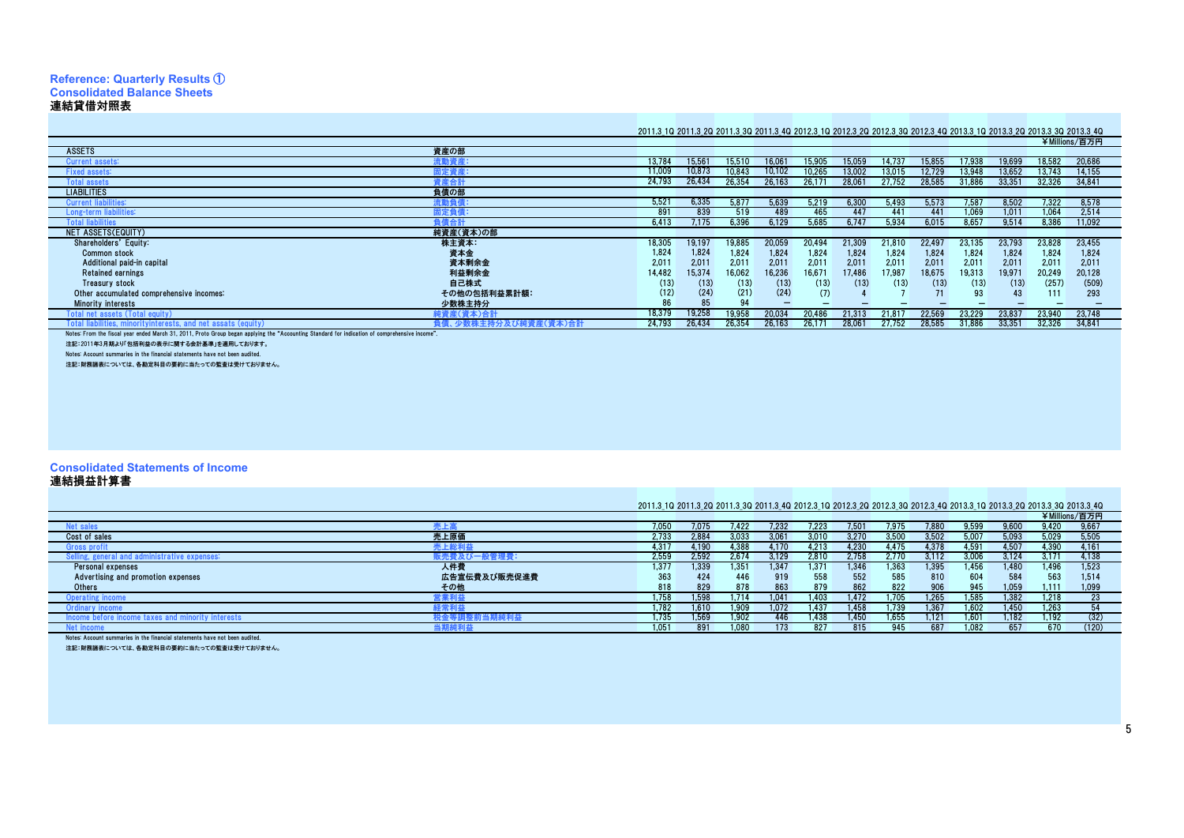**Reference: Quarterly Results ①**

## Consolidated Balance Sheets

## 連結貸借対照表

¥Millions/百万円

| | | 2011.3 1Q | 2011.3 2Q | 2011.3 3Q | 2011.3 4Q | 2012.3 1Q | 2012.3 2Q | 2012.3 3Q | 2012.3 4Q | 2013.3 1Q | 2013.3 2Q | 2013.3 3Q | 2013.3 4Q |
|---|---|---|---|---|---|---|---|---|---|---|---|---|---|
| ASSETS | 資産の部 | | | | | | | | | | | | |
| Current assets: | 流動資産: | 13,784 | 15,561 | 15,510 | 16,061 | 15,905 | 15,059 | 14,737 | 15,855 | 17,938 | 19,699 | 18,582 | 20,686 |
| Fixed assets: | 固定資産: | 11,009 | 10,873 | 10,843 | 10,102 | 10,265 | 13,002 | 13,015 | 12,729 | 13,948 | 13,652 | 13,743 | 14,155 |
| Total assets | 資産合計 | 24,793 | 26,434 | 26,354 | 26,163 | 26,171 | 28,061 | 27,752 | 28,585 | 31,886 | 33,351 | 32,326 | 34,841 |
| LIABILITIES | 負債の部 | | | | | | | | | | | | |
| Current liabilities: | 流動負債: | 5,521 | 6,335 | 5,877 | 5,639 | 5,219 | 6,300 | 5,493 | 5,573 | 7,587 | 8,502 | 7,322 | 8,578 |
| Long-term liabilities: | 固定負債: | 891 | 839 | 519 | 489 | 465 | 447 | 441 | 441 | 1,069 | 1,011 | 1,064 | 2,514 |
| Total liabilities | 負債合計 | 6,413 | 7,175 | 6,396 | 6,129 | 5,685 | 6,747 | 5,934 | 6,015 | 8,657 | 9,514 | 8,386 | 11,092 |
| NET ASSETS(EQUITY) | 純資産(資本)の部 | | | | | | | | | | | | |
| Shareholders' Equity: | 株主資本: | 18,305 | 19,197 | 19,885 | 20,059 | 20,494 | 21,309 | 21,810 | 22,497 | 23,135 | 23,793 | 23,828 | 23,455 |
| Common stock | 資本金 | 1,824 | 1,824 | 1,824 | 1,824 | 1,824 | 1,824 | 1,824 | 1,824 | 1,824 | 1,824 | 1,824 | 1,824 |
| Additional paid-in capital | 資本剰余金 | 2,011 | 2,011 | 2,011 | 2,011 | 2,011 | 2,011 | 2,011 | 2,011 | 2,011 | 2,011 | 2,011 | 2,011 |
| Retained earnings | 利益剰余金 | 14,482 | 15,374 | 16,062 | 16,236 | 16,671 | 17,486 | 17,987 | 18,675 | 19,313 | 19,971 | 20,249 | 20,128 |
| Treasury stock | 自己株式 | (13) | (13) | (13) | (13) | (13) | (13) | (13) | (13) | (13) | (13) | (257) | (509) |
| Other accumulated comprehensive incomes: | その他の包括利益累計額: | (12) | (24) | (21) | (24) | (7) | 4 | 7 | 71 | 93 | 43 | 111 | 293 |
| Minority interests | 少数株主持分 | 86 | 85 | 94 | — | — | — | — | — | — | — | — | — |
| Total net assets (Total equity) | 純資産(資本)合計 | 18,379 | 19,258 | 19,958 | 20,034 | 20,486 | 21,313 | 21,817 | 22,569 | 23,229 | 23,837 | 23,940 | 23,748 |
| Total liabilities, minorityinterests, and net assats (equity) | 負債、少数株主持分及び純資産(資本)合計 | 24,793 | 26,434 | 26,354 | 26,163 | 26,171 | 28,061 | 27,752 | 28,585 | 31,886 | 33,351 | 32,326 | 34,841 |

Notes: From the fiscal year ended March 31, 2011, Proto Group began applying the "Accounting Standard for indication of comprehensive income".

注記:2011年3月期より「包括利益の表示に関する会計基準」を適用しております。

Notes: Account summaries in the financial statements have not been audited.

注記:財務諸表については、各勘定科目の要約に当たっての監査は受けておりません。

## Consolidated Statements of Income

## 連結損益計算書

¥Millions/百万円

| | | 2011.3 1Q | 2011.3 2Q | 2011.3 3Q | 2011.3 4Q | 2012.3 1Q | 2012.3 2Q | 2012.3 3Q | 2012.3 4Q | 2013.3 1Q | 2013.3 2Q | 2013.3 3Q | 2013.3 4Q |
|---|---|---|---|---|---|---|---|---|---|---|---|---|---|
| Net sales | 売上高 | 7,050 | 7,075 | 7,422 | 7,232 | 7,223 | 7,501 | 7,975 | 7,880 | 9,599 | 9,600 | 9,420 | 9,667 |
| Cost of sales | 売上原価 | 2,733 | 2,884 | 3,033 | 3,061 | 3,010 | 3,270 | 3,500 | 3,502 | 5,007 | 5,093 | 5,029 | 5,505 |
| Gross profit | 売上総利益 | 4,317 | 4,190 | 4,388 | 4,170 | 4,213 | 4,230 | 4,475 | 4,378 | 4,591 | 4,507 | 4,390 | 4,161 |
| Selling, general and administrative expenses: | 販売費及び一般管理費: | 2,559 | 2,592 | 2,674 | 3,129 | 2,810 | 2,758 | 2,770 | 3,112 | 3,006 | 3,124 | 3,171 | 4,138 |
| Personal expenses | 人件費 | 1,377 | 1,339 | 1,351 | 1,347 | 1,371 | 1,346 | 1,363 | 1,395 | 1,456 | 1,480 | 1,496 | 1,523 |
| Advertising and promotion expenses | 広告宣伝費及び販売促進費 | 363 | 424 | 446 | 919 | 558 | 552 | 585 | 810 | 604 | 584 | 563 | 1,514 |
| Others | その他 | 818 | 829 | 878 | 863 | 879 | 862 | 822 | 906 | 945 | 1,059 | 1,111 | 1,099 |
| Operating income | 営業利益 | 1,758 | 1,598 | 1,714 | 1,041 | 1,403 | 1,472 | 1,705 | 1,265 | 1,585 | 1,382 | 1,218 | 23 |
| Ordinary income | 経常利益 | 1,782 | 1,610 | 1,909 | 1,072 | 1,437 | 1,458 | 1,739 | 1,367 | 1,602 | 1,450 | 1,263 | 54 |
| Income before income taxes and minority interests | 税金等調整前当期純利益 | 1,735 | 1,569 | 1,902 | 446 | 1,438 | 1,450 | 1,655 | 1,121 | 1,601 | 1,182 | 1,192 | (32) |
| Net income | 当期純利益 | 1,051 | 891 | 1,080 | 173 | 827 | 815 | 945 | 687 | 1,082 | 657 | 670 | (120) |

Notes: Account summaries in the financial statements have not been audited.

注記:財務諸表については、各勘定科目の要約に当たっての監査は受けておりません。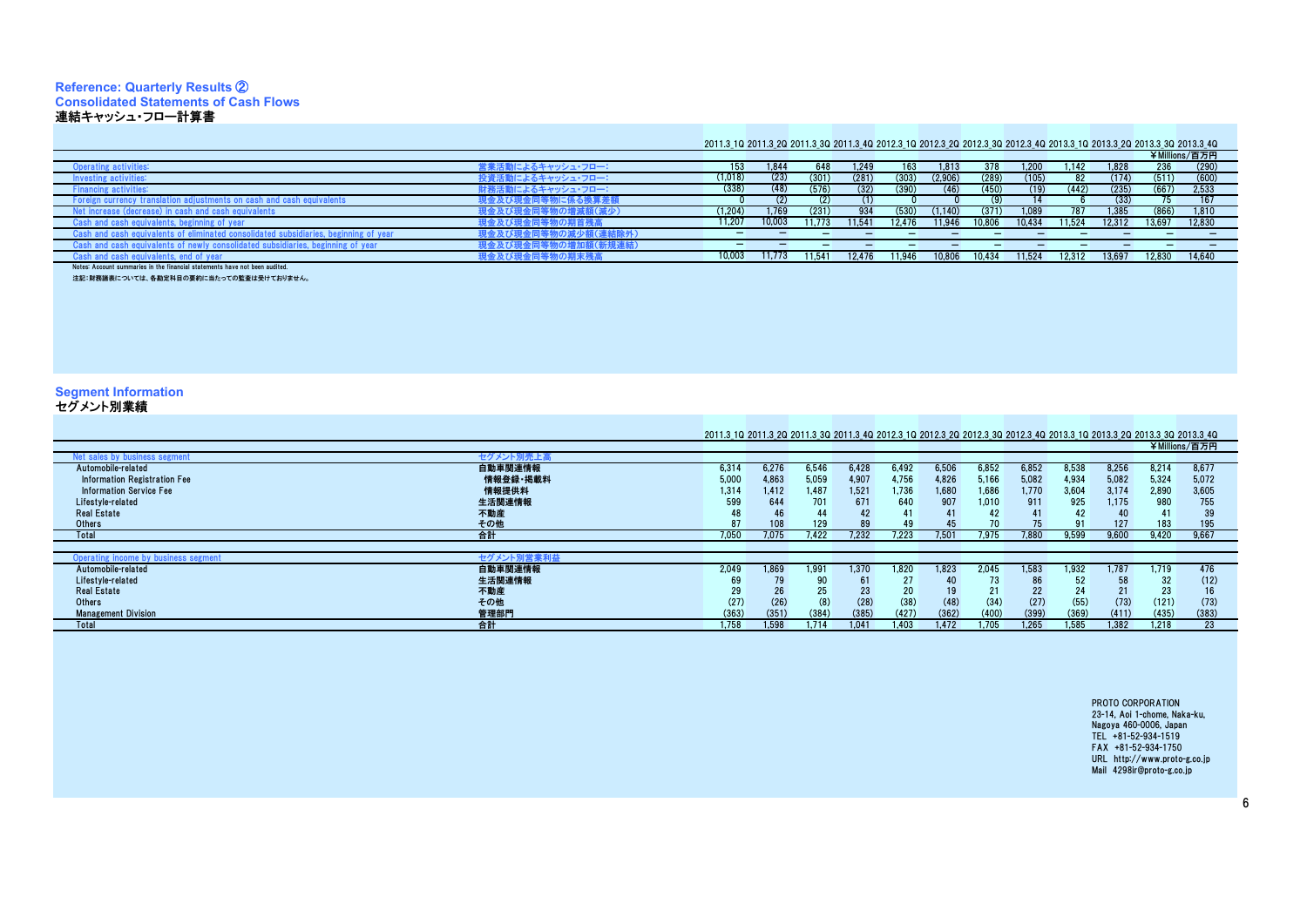## Reference: Quarterly Results ②

### Consolidated Statements of Cash Flows

### 連結キャッシュ・フロー計算書

| | | 2011.3_1Q | 2011.3_2Q | 2011.3_3Q | 2011.3_4Q | 2012.3_1Q | 2012.3_2Q | 2012.3_3Q | 2012.3_4Q | 2013.3_1Q | 2013.3_2Q | 2013.3_3Q | 2013.3_4Q |
|---|---|---|---|---|---|---|---|---|---|---|---|---|---|
| | | | | | | | | | | | | | ¥Millions/百万円 |
| Operating activities: | 営業活動によるキャッシュ・フロー: | 153 | 1,844 | 648 | 1,249 | 163 | 1,813 | 378 | 1,200 | 1,142 | 1,828 | 236 | (290) |
| Investing activities: | 投資活動によるキャッシュ・フロー: | (1,018) | (23) | (301) | (281) | (303) | (2,906) | (289) | (105) | 82 | (174) | (511) | (600) |
| Financing activities: | 財務活動によるキャッシュ・フロー: | (338) | (48) | (576) | (32) | (390) | (46) | (450) | (19) | (442) | (235) | (667) | 2,533 |
| Foreign currency translation adjustments on cash and cash equivalents | 現金及び現金同等物に係る換算差額 | 0 | (2) | (2) | (1) | 0 | 0 | (9) | 14 | 6 | (33) | 75 | 167 |
| Net increase (decrease) in cash and cash equivalents | 現金及び現金同等物の増減額(減少) | (1,204) | 1,769 | (231) | 934 | (530) | (1,140) | (371) | 1,089 | 787 | 1,385 | (866) | 1,810 |
| Cash and cash equivalents, beginning of year | 現金及び現金同等物の期首残高 | 11,207 | 10,003 | 11,773 | 11,541 | 12,476 | 11,946 | 10,806 | 10,434 | 11,524 | 12,312 | 13,697 | 12,830 |
| Cash and cash equivalents of eliminated consolidated subsidiaries, beginning of year | 現金及び現金同等物の減少額(連結除外) | – | – | – | – | – | – | – | – | – | – | – | – |
| Cash and cash equivalents of newly consolidated subsidiaries, beginning of year | 現金及び現金同等物の増加額(新規連結) | – | – | – | – | – | – | – | – | – | – | – | – |
| Cash and cash equivalents, end of year | 現金及び現金同等物の期末残高 | 10,003 | 11,773 | 11,541 | 12,476 | 11,946 | 10,806 | 10,434 | 11,524 | 12,312 | 13,697 | 12,830 | 14,640 |

Notes: Account summaries in the financial statements have not been audited.

注記：財務諸表については、各勘定科目の要約に当たっての監査は受けておりません。

## Segment Information

### セグメント別業績

| | | 2011.3_1Q | 2011.3_2Q | 2011.3_3Q | 2011.3_4Q | 2012.3_1Q | 2012.3_2Q | 2012.3_3Q | 2012.3_4Q | 2013.3_1Q | 2013.3_2Q | 2013.3_3Q | 2013.3_4Q |
|---|---|---|---|---|---|---|---|---|---|---|---|---|---|
| | | | | | | | | | | | | | ¥Millions/百万円 |
| Net sales by business segment | セグメント別売上高 | | | | | | | | | | | | |
| Automobile-related | 自動車関連情報 | 6,314 | 6,276 | 6,546 | 6,428 | 6,492 | 6,506 | 6,852 | 6,852 | 8,538 | 8,256 | 8,214 | 8,677 |
| Information Registration Fee | 情報登録・掲載料 | 5,000 | 4,863 | 5,059 | 4,907 | 4,756 | 4,826 | 5,166 | 5,082 | 4,934 | 5,082 | 5,324 | 5,072 |
| Information Service Fee | 情報提供料 | 1,314 | 1,412 | 1,487 | 1,521 | 1,736 | 1,680 | 1,686 | 1,770 | 3,604 | 3,174 | 2,890 | 3,605 |
| Lifestyle-related | 生活関連情報 | 599 | 644 | 701 | 671 | 640 | 907 | 1,010 | 911 | 925 | 1,175 | 980 | 755 |
| Real Estate | 不動産 | 48 | 46 | 44 | 42 | 41 | 41 | 42 | 41 | 42 | 40 | 41 | 39 |
| Others | その他 | 87 | 108 | 129 | 89 | 49 | 45 | 70 | 75 | 91 | 127 | 183 | 195 |
| Total | 合計 | 7,050 | 7,075 | 7,422 | 7,232 | 7,223 | 7,501 | 7,975 | 7,880 | 9,599 | 9,600 | 9,420 | 9,667 |
| Operating income by business segment | セグメント別営業利益 | | | | | | | | | | | | |
| Automobile-related | 自動車関連情報 | 2,049 | 1,869 | 1,991 | 1,370 | 1,820 | 1,823 | 2,045 | 1,583 | 1,932 | 1,787 | 1,719 | 476 |
| Lifestyle-related | 生活関連情報 | 69 | 79 | 90 | 61 | 27 | 40 | 73 | 86 | 52 | 58 | 32 | (12) |
| Real Estate | 不動産 | 29 | 26 | 25 | 23 | 20 | 19 | 21 | 22 | 24 | 21 | 23 | 16 |
| Others | その他 | (27) | (26) | (8) | (28) | (38) | (48) | (34) | (27) | (55) | (73) | (121) | (73) |
| Management Division | 管理部門 | (363) | (351) | (384) | (385) | (427) | (362) | (400) | (399) | (369) | (411) | (435) | (383) |
| Total | 合計 | 1,758 | 1,598 | 1,714 | 1,041 | 1,403 | 1,472 | 1,705 | 1,265 | 1,585 | 1,382 | 1,218 | 23 |

PROTO CORPORATION
23-14, Aoi 1-chome, Naka-ku,
Nagoya 460-0006, Japan
TEL +81-52-934-1519
FAX +81-52-934-1750
URL http://www.proto-g.co.jp
Mail 4298ir@proto-g.co.jp